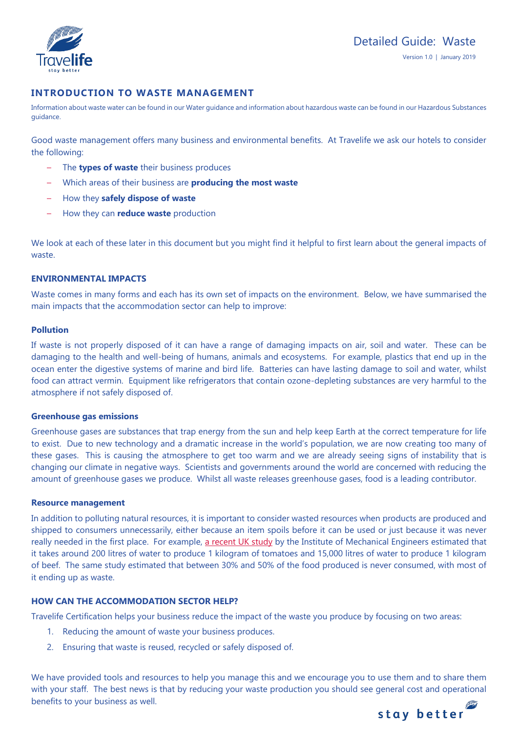# Detailed Guide: Waste

Version 1.0 | January 2019

## INTRODUCTION TO WASTE MANAGEMENT

Information about waste water can be found in our Water guidance and information about hazardous waste can be found in our Hazardous Substances guidance.

Good waste management offers many business and environmental benefits. At Travelife we ask our hotels to consider the following:

- The **types of waste** their business produces
- Which areas of their business are **producing the most waste**
- How they **safely dispose of waste**
- How they can **reduce waste** production

We look at each of these later in this document but you might find it helpful to first learn about the general impacts of waste.

### ENVIRONMENTAL IMPACTS

Waste comes in many forms and each has its own set of impacts on the environment. Below, we have summarised the main impacts that the accommodation sector can help to improve:

#### Pollution

If waste is not properly disposed of it can have a range of damaging impacts on air, soil and water. These can be damaging to the health and well-being of humans, animals and ecosystems. For example, plastics that end up in the ocean enter the digestive systems of marine and bird life. Batteries can have lasting damage to soil and water, whilst food can attract vermin. Equipment like refrigerators that contain ozone-depleting substances are very harmful to the atmosphere if not safely disposed of.

#### Greenhouse gas emissions

Greenhouse gases are substances that trap energy from the sun and help keep Earth at the correct temperature for life to exist. Due to new technology and a dramatic increase in the world's population, we are now creating too many of these gases. This is causing the atmosphere to get too warm and we are already seeing signs of instability that is changing our climate in negative ways. Scientists and governments around the world are concerned with reducing the amount of greenhouse gases we produce. Whilst all waste releases greenhouse gases, food is a leading contributor.

#### Resource management

In addition to polluting natural resources, it is important to consider wasted resources when products are produced and shipped to consumers unnecessarily, either because an item spoils before it can be used or just because it was never really needed in the first place. For example, a recent UK study by the Institute of Mechanical Engineers estimated that it takes around 200 litres of water to produce 1 kilogram of tomatoes and 15,000 litres of water to produce 1 kilogram of beef. The same study estimated that between 30% and 50% of the food produced is never consumed, with most of it ending up as waste.

### HOW CAN THE ACCOMMODATION SECTOR HELP?

Travelife Certification helps your business reduce the impact of the waste you produce by focusing on two areas:

1. Reducing the amount of waste your business produces.
2. Ensuring that waste is reused, recycled or safely disposed of.

We have provided tools and resources to help you manage this and we encourage you to use them and to share them with your staff. The best news is that by reducing your waste production you should see general cost and operational benefits to your business as well.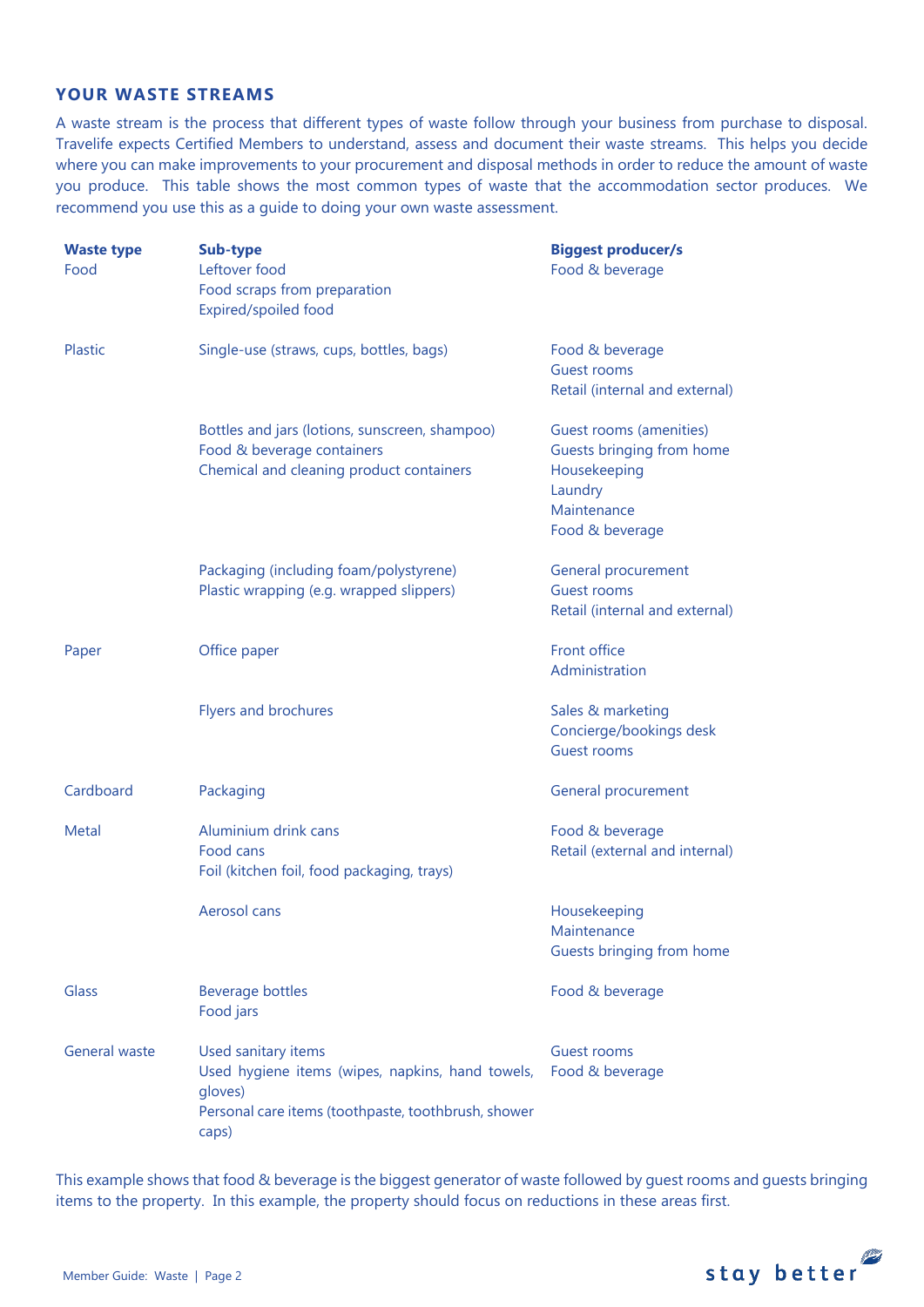## YOUR WASTE STREAMS

A waste stream is the process that different types of waste follow through your business from purchase to disposal. Travelife expects Certified Members to understand, assess and document their waste streams. This helps you decide where you can make improvements to your procurement and disposal methods in order to reduce the amount of waste you produce. This table shows the most common types of waste that the accommodation sector produces. We recommend you use this as a guide to doing your own waste assessment.

| Waste type | Sub-type | Biggest producer/s |
|---|---|---|
| Food | Leftover food<br>Food scraps from preparation<br>Expired/spoiled food | Food & beverage |
| Plastic | Single-use (straws, cups, bottles, bags) | Food & beverage<br>Guest rooms<br>Retail (internal and external) |
| | Bottles and jars (lotions, sunscreen, shampoo)<br>Food & beverage containers<br>Chemical and cleaning product containers | Guest rooms (amenities)<br>Guests bringing from home<br>Housekeeping<br>Laundry<br>Maintenance<br>Food & beverage |
| | Packaging (including foam/polystyrene)<br>Plastic wrapping (e.g. wrapped slippers) | General procurement<br>Guest rooms<br>Retail (internal and external) |
| Paper | Office paper | Front office<br>Administration |
| | Flyers and brochures | Sales & marketing<br>Concierge/bookings desk<br>Guest rooms |
| Cardboard | Packaging | General procurement |
| Metal | Aluminium drink cans<br>Food cans<br>Foil (kitchen foil, food packaging, trays) | Food & beverage<br>Retail (external and internal) |
| | Aerosol cans | Housekeeping<br>Maintenance<br>Guests bringing from home |
| Glass | Beverage bottles<br>Food jars | Food & beverage |
| General waste | Used sanitary items<br>Used hygiene items (wipes, napkins, hand towels, gloves)<br>Personal care items (toothpaste, toothbrush, shower caps) | Guest rooms<br>Food & beverage |

This example shows that food & beverage is the biggest generator of waste followed by guest rooms and guests bringing items to the property. In this example, the property should focus on reductions in these areas first.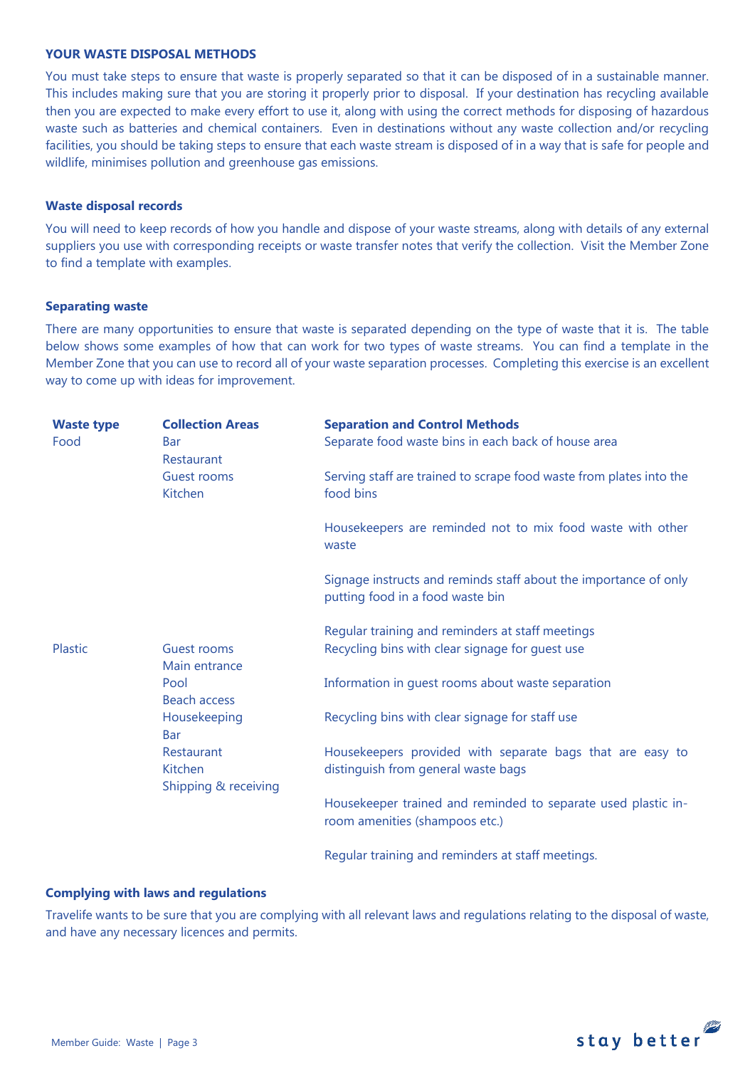## YOUR WASTE DISPOSAL METHODS

You must take steps to ensure that waste is properly separated so that it can be disposed of in a sustainable manner. This includes making sure that you are storing it properly prior to disposal. If your destination has recycling available then you are expected to make every effort to use it, along with using the correct methods for disposing of hazardous waste such as batteries and chemical containers. Even in destinations without any waste collection and/or recycling facilities, you should be taking steps to ensure that each waste stream is disposed of in a way that is safe for people and wildlife, minimises pollution and greenhouse gas emissions.

### Waste disposal records

You will need to keep records of how you handle and dispose of your waste streams, along with details of any external suppliers you use with corresponding receipts or waste transfer notes that verify the collection. Visit the Member Zone to find a template with examples.

### Separating waste

There are many opportunities to ensure that waste is separated depending on the type of waste that it is. The table below shows some examples of how that can work for two types of waste streams. You can find a template in the Member Zone that you can use to record all of your waste separation processes. Completing this exercise is an excellent way to come up with ideas for improvement.

| Waste type | Collection Areas | Separation and Control Methods |
|---|---|---|
| Food | Bar<br>Restaurant<br>Guest rooms<br>Kitchen | Separate food waste bins in each back of house area<br><br>Serving staff are trained to scrape food waste from plates into the food bins<br><br>Housekeepers are reminded not to mix food waste with other waste<br><br>Signage instructs and reminds staff about the importance of only putting food in a food waste bin<br><br>Regular training and reminders at staff meetings |
| Plastic | Guest rooms<br>Main entrance<br>Pool<br>Beach access<br>Housekeeping<br>Bar<br>Restaurant<br>Kitchen<br>Shipping & receiving | Recycling bins with clear signage for guest use<br><br>Information in guest rooms about waste separation<br><br>Recycling bins with clear signage for staff use<br><br>Housekeepers provided with separate bags that are easy to distinguish from general waste bags<br><br>Housekeeper trained and reminded to separate used plastic in-room amenities (shampoos etc.)<br><br>Regular training and reminders at staff meetings. |

### Complying with laws and regulations

Travelife wants to be sure that you are complying with all relevant laws and regulations relating to the disposal of waste, and have any necessary licences and permits.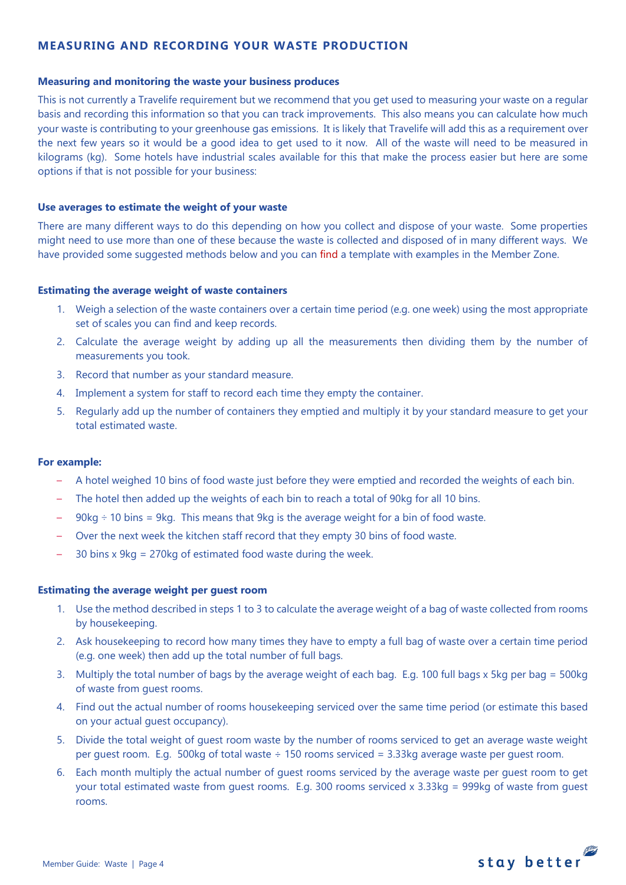## MEASURING AND RECORDING YOUR WASTE PRODUCTION

### Measuring and monitoring the waste your business produces

This is not currently a Travelife requirement but we recommend that you get used to measuring your waste on a regular basis and recording this information so that you can track improvements. This also means you can calculate how much your waste is contributing to your greenhouse gas emissions. It is likely that Travelife will add this as a requirement over the next few years so it would be a good idea to get used to it now. All of the waste will need to be measured in kilograms (kg). Some hotels have industrial scales available for this that make the process easier but here are some options if that is not possible for your business:

### Use averages to estimate the weight of your waste

There are many different ways to do this depending on how you collect and dispose of your waste. Some properties might need to use more than one of these because the waste is collected and disposed of in many different ways. We have provided some suggested methods below and you can find a template with examples in the Member Zone.

### Estimating the average weight of waste containers

1. Weigh a selection of the waste containers over a certain time period (e.g. one week) using the most appropriate set of scales you can find and keep records.
2. Calculate the average weight by adding up all the measurements then dividing them by the number of measurements you took.
3. Record that number as your standard measure.
4. Implement a system for staff to record each time they empty the container.
5. Regularly add up the number of containers they emptied and multiply it by your standard measure to get your total estimated waste.

**For example:**

- A hotel weighed 10 bins of food waste just before they were emptied and recorded the weights of each bin.
- The hotel then added up the weights of each bin to reach a total of 90kg for all 10 bins.
- 90kg ÷ 10 bins = 9kg. This means that 9kg is the average weight for a bin of food waste.
- Over the next week the kitchen staff record that they empty 30 bins of food waste.
- 30 bins x 9kg = 270kg of estimated food waste during the week.

### Estimating the average weight per guest room

1. Use the method described in steps 1 to 3 to calculate the average weight of a bag of waste collected from rooms by housekeeping.
2. Ask housekeeping to record how many times they have to empty a full bag of waste over a certain time period (e.g. one week) then add up the total number of full bags.
3. Multiply the total number of bags by the average weight of each bag. E.g. 100 full bags x 5kg per bag = 500kg of waste from guest rooms.
4. Find out the actual number of rooms housekeeping serviced over the same time period (or estimate this based on your actual guest occupancy).
5. Divide the total weight of guest room waste by the number of rooms serviced to get an average waste weight per guest room. E.g. 500kg of total waste ÷ 150 rooms serviced = 3.33kg average waste per guest room.
6. Each month multiply the actual number of guest rooms serviced by the average waste per guest room to get your total estimated waste from guest rooms. E.g. 300 rooms serviced x 3.33kg = 999kg of waste from guest rooms.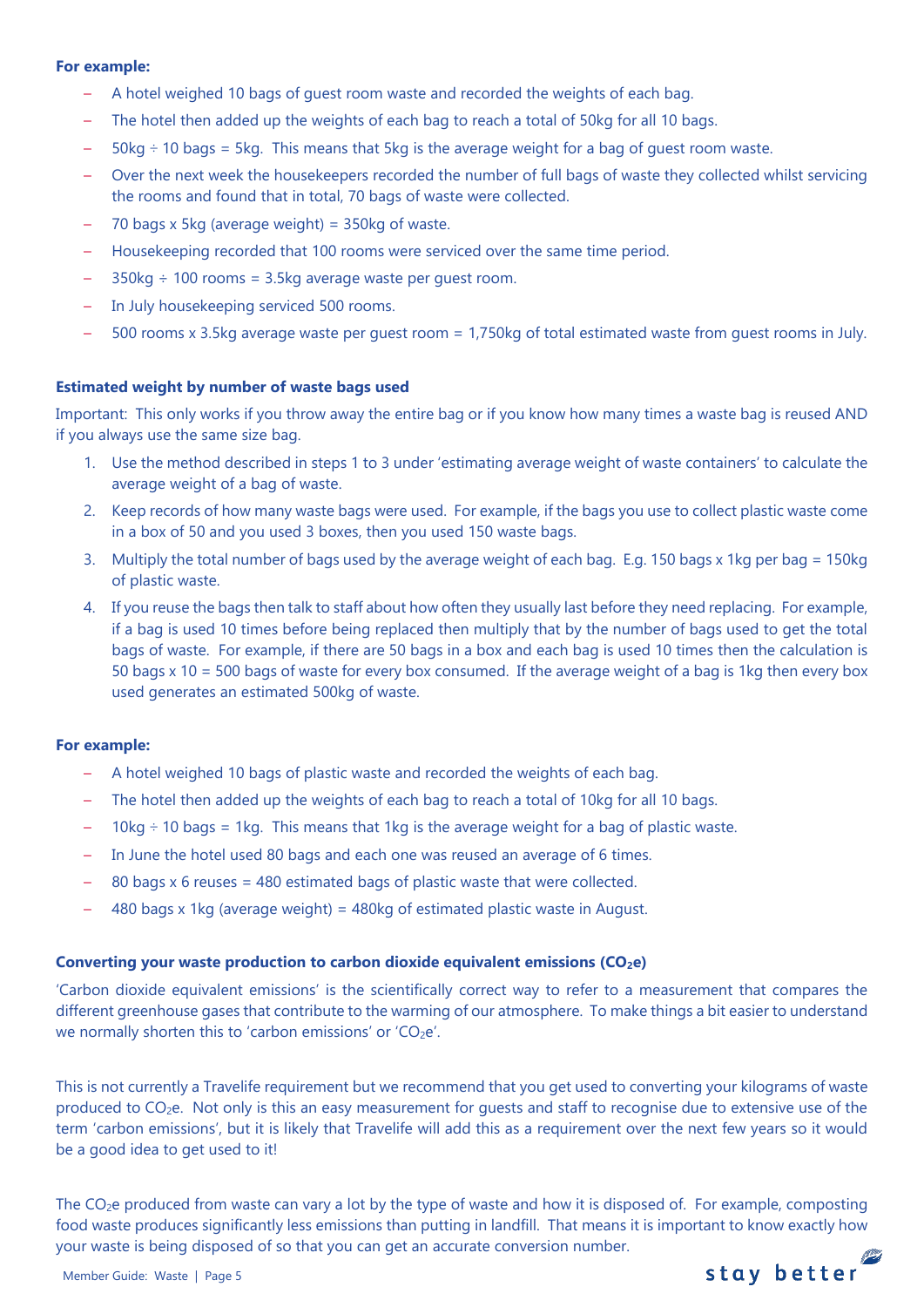**For example:**

- A hotel weighed 10 bags of guest room waste and recorded the weights of each bag.
- The hotel then added up the weights of each bag to reach a total of 50kg for all 10 bags.
- 50kg ÷ 10 bags = 5kg. This means that 5kg is the average weight for a bag of guest room waste.
- Over the next week the housekeepers recorded the number of full bags of waste they collected whilst servicing the rooms and found that in total, 70 bags of waste were collected.
- 70 bags x 5kg (average weight) = 350kg of waste.
- Housekeeping recorded that 100 rooms were serviced over the same time period.
- 350kg ÷ 100 rooms = 3.5kg average waste per guest room.
- In July housekeeping serviced 500 rooms.
- 500 rooms x 3.5kg average waste per guest room = 1,750kg of total estimated waste from guest rooms in July.

**Estimated weight by number of waste bags used**

Important: This only works if you throw away the entire bag or if you know how many times a waste bag is reused AND if you always use the same size bag.

1. Use the method described in steps 1 to 3 under 'estimating average weight of waste containers' to calculate the average weight of a bag of waste.
2. Keep records of how many waste bags were used. For example, if the bags you use to collect plastic waste come in a box of 50 and you used 3 boxes, then you used 150 waste bags.
3. Multiply the total number of bags used by the average weight of each bag. E.g. 150 bags x 1kg per bag = 150kg of plastic waste.
4. If you reuse the bags then talk to staff about how often they usually last before they need replacing. For example, if a bag is used 10 times before being replaced then multiply that by the number of bags used to get the total bags of waste. For example, if there are 50 bags in a box and each bag is used 10 times then the calculation is 50 bags x 10 = 500 bags of waste for every box consumed. If the average weight of a bag is 1kg then every box used generates an estimated 500kg of waste.

**For example:**

- A hotel weighed 10 bags of plastic waste and recorded the weights of each bag.
- The hotel then added up the weights of each bag to reach a total of 10kg for all 10 bags.
- 10kg ÷ 10 bags = 1kg. This means that 1kg is the average weight for a bag of plastic waste.
- In June the hotel used 80 bags and each one was reused an average of 6 times.
- 80 bags x 6 reuses = 480 estimated bags of plastic waste that were collected.
- 480 bags x 1kg (average weight) = 480kg of estimated plastic waste in August.

**Converting your waste production to carbon dioxide equivalent emissions ($CO_2e$)**

'Carbon dioxide equivalent emissions' is the scientifically correct way to refer to a measurement that compares the different greenhouse gases that contribute to the warming of our atmosphere. To make things a bit easier to understand we normally shorten this to 'carbon emissions' or '$CO_2e$'.

This is not currently a Travelife requirement but we recommend that you get used to converting your kilograms of waste produced to $CO_2e$. Not only is this an easy measurement for guests and staff to recognise due to extensive use of the term 'carbon emissions', but it is likely that Travelife will add this as a requirement over the next few years so it would be a good idea to get used to it!

The $CO_2e$ produced from waste can vary a lot by the type of waste and how it is disposed of. For example, composting food waste produces significantly less emissions than putting in landfill. That means it is important to know exactly how your waste is being disposed of so that you can get an accurate conversion number.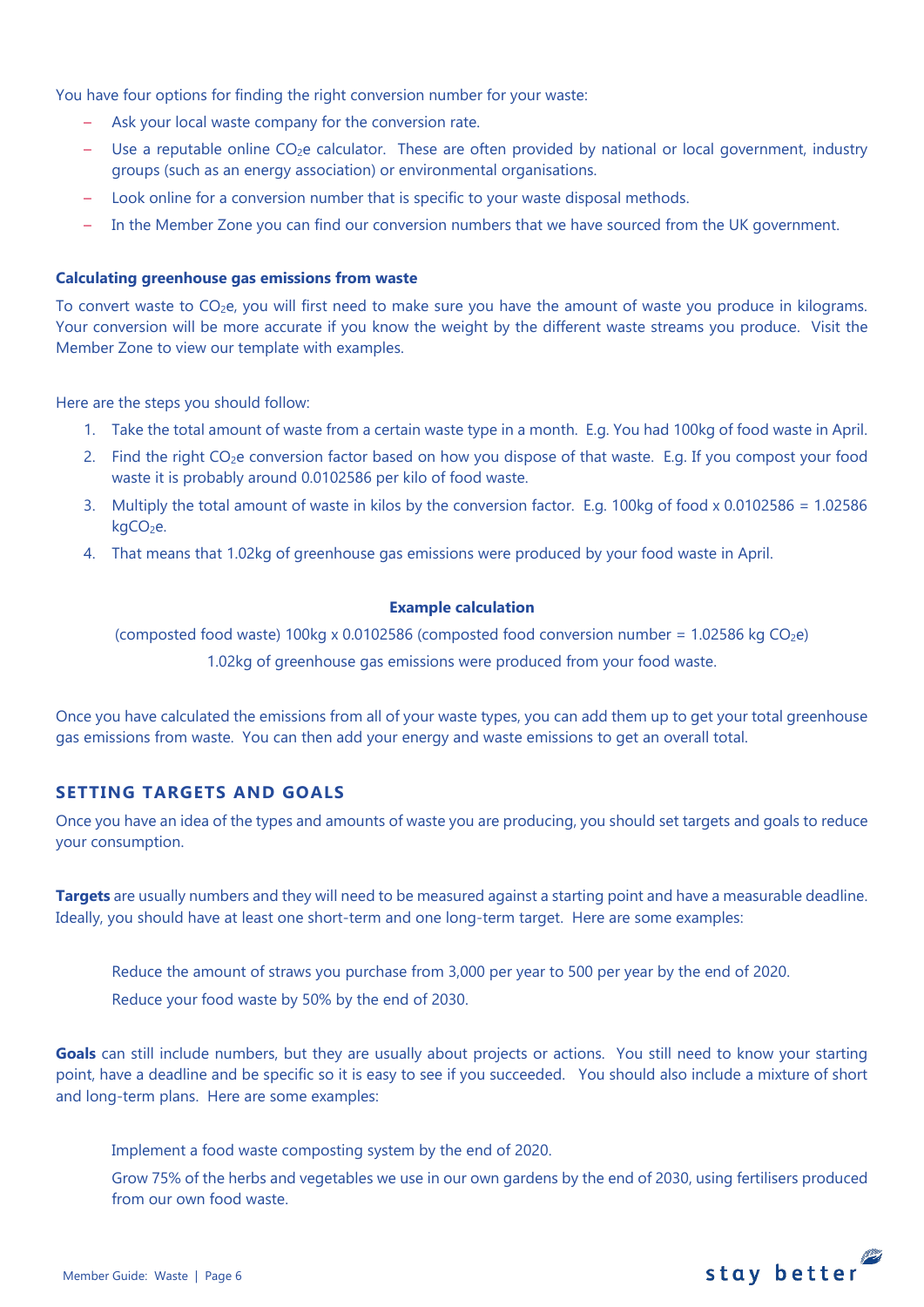You have four options for finding the right conversion number for your waste:

- Ask your local waste company for the conversion rate.
- Use a reputable online $CO_2e$ calculator. These are often provided by national or local government, industry groups (such as an energy association) or environmental organisations.
- Look online for a conversion number that is specific to your waste disposal methods.
- In the Member Zone you can find our conversion numbers that we have sourced from the UK government.

**Calculating greenhouse gas emissions from waste**

To convert waste to $CO_2e$, you will first need to make sure you have the amount of waste you produce in kilograms. Your conversion will be more accurate if you know the weight by the different waste streams you produce. Visit the Member Zone to view our template with examples.

Here are the steps you should follow:

1. Take the total amount of waste from a certain waste type in a month. E.g. You had 100kg of food waste in April.
2. Find the right $CO_2e$ conversion factor based on how you dispose of that waste. E.g. If you compost your food waste it is probably around 0.0102586 per kilo of food waste.
3. Multiply the total amount of waste in kilos by the conversion factor. E.g. 100kg of food x 0.0102586 = 1.02586 kg$CO_2e$.
4. That means that 1.02kg of greenhouse gas emissions were produced by your food waste in April.

**Example calculation**

(composted food waste) 100kg x 0.0102586 (composted food conversion number = 1.02586 kg $CO_2e$)

1.02kg of greenhouse gas emissions were produced from your food waste.

Once you have calculated the emissions from all of your waste types, you can add them up to get your total greenhouse gas emissions from waste. You can then add your energy and waste emissions to get an overall total.

## SETTING TARGETS AND GOALS

Once you have an idea of the types and amounts of waste you are producing, you should set targets and goals to reduce your consumption.

**Targets** are usually numbers and they will need to be measured against a starting point and have a measurable deadline. Ideally, you should have at least one short-term and one long-term target. Here are some examples:

Reduce the amount of straws you purchase from 3,000 per year to 500 per year by the end of 2020.

Reduce your food waste by 50% by the end of 2030.

**Goals** can still include numbers, but they are usually about projects or actions. You still need to know your starting point, have a deadline and be specific so it is easy to see if you succeeded. You should also include a mixture of short and long-term plans. Here are some examples:

Implement a food waste composting system by the end of 2020.

Grow 75% of the herbs and vegetables we use in our own gardens by the end of 2030, using fertilisers produced from our own food waste.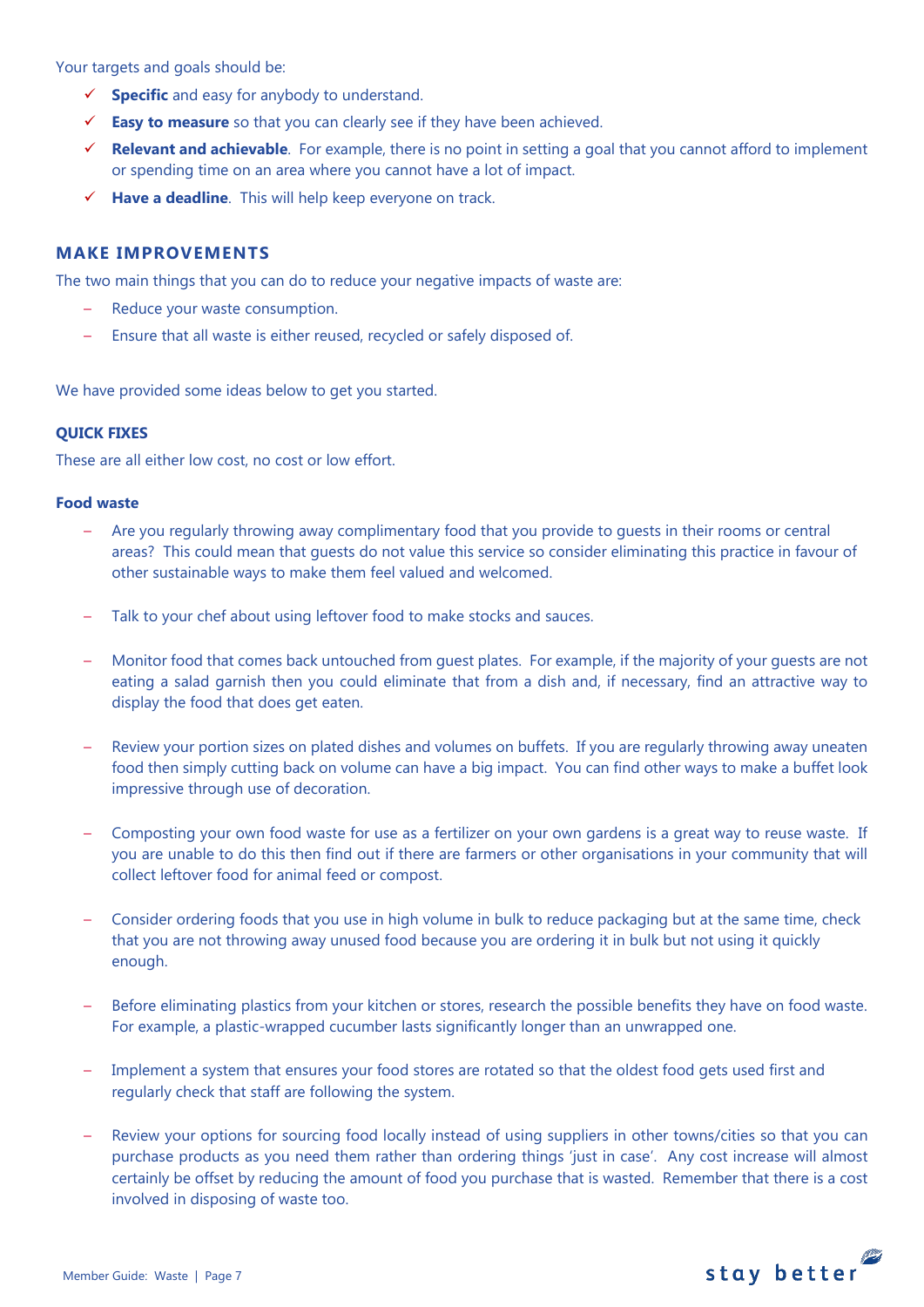Your targets and goals should be:

- ✓ **Specific** and easy for anybody to understand.
- ✓ **Easy to measure** so that you can clearly see if they have been achieved.
- ✓ **Relevant and achievable**. For example, there is no point in setting a goal that you cannot afford to implement or spending time on an area where you cannot have a lot of impact.
- ✓ **Have a deadline**. This will help keep everyone on track.

## MAKE IMPROVEMENTS

The two main things that you can do to reduce your negative impacts of waste are:

- Reduce your waste consumption.
- Ensure that all waste is either reused, recycled or safely disposed of.

We have provided some ideas below to get you started.

### QUICK FIXES

These are all either low cost, no cost or low effort.

#### Food waste

- Are you regularly throwing away complimentary food that you provide to guests in their rooms or central areas? This could mean that guests do not value this service so consider eliminating this practice in favour of other sustainable ways to make them feel valued and welcomed.

- Talk to your chef about using leftover food to make stocks and sauces.

- Monitor food that comes back untouched from guest plates. For example, if the majority of your guests are not eating a salad garnish then you could eliminate that from a dish and, if necessary, find an attractive way to display the food that does get eaten.

- Review your portion sizes on plated dishes and volumes on buffets. If you are regularly throwing away uneaten food then simply cutting back on volume can have a big impact. You can find other ways to make a buffet look impressive through use of decoration.

- Composting your own food waste for use as a fertilizer on your own gardens is a great way to reuse waste. If you are unable to do this then find out if there are farmers or other organisations in your community that will collect leftover food for animal feed or compost.

- Consider ordering foods that you use in high volume in bulk to reduce packaging but at the same time, check that you are not throwing away unused food because you are ordering it in bulk but not using it quickly enough.

- Before eliminating plastics from your kitchen or stores, research the possible benefits they have on food waste. For example, a plastic-wrapped cucumber lasts significantly longer than an unwrapped one.

- Implement a system that ensures your food stores are rotated so that the oldest food gets used first and regularly check that staff are following the system.

- Review your options for sourcing food locally instead of using suppliers in other towns/cities so that you can purchase products as you need them rather than ordering things 'just in case'. Any cost increase will almost certainly be offset by reducing the amount of food you purchase that is wasted. Remember that there is a cost involved in disposing of waste too.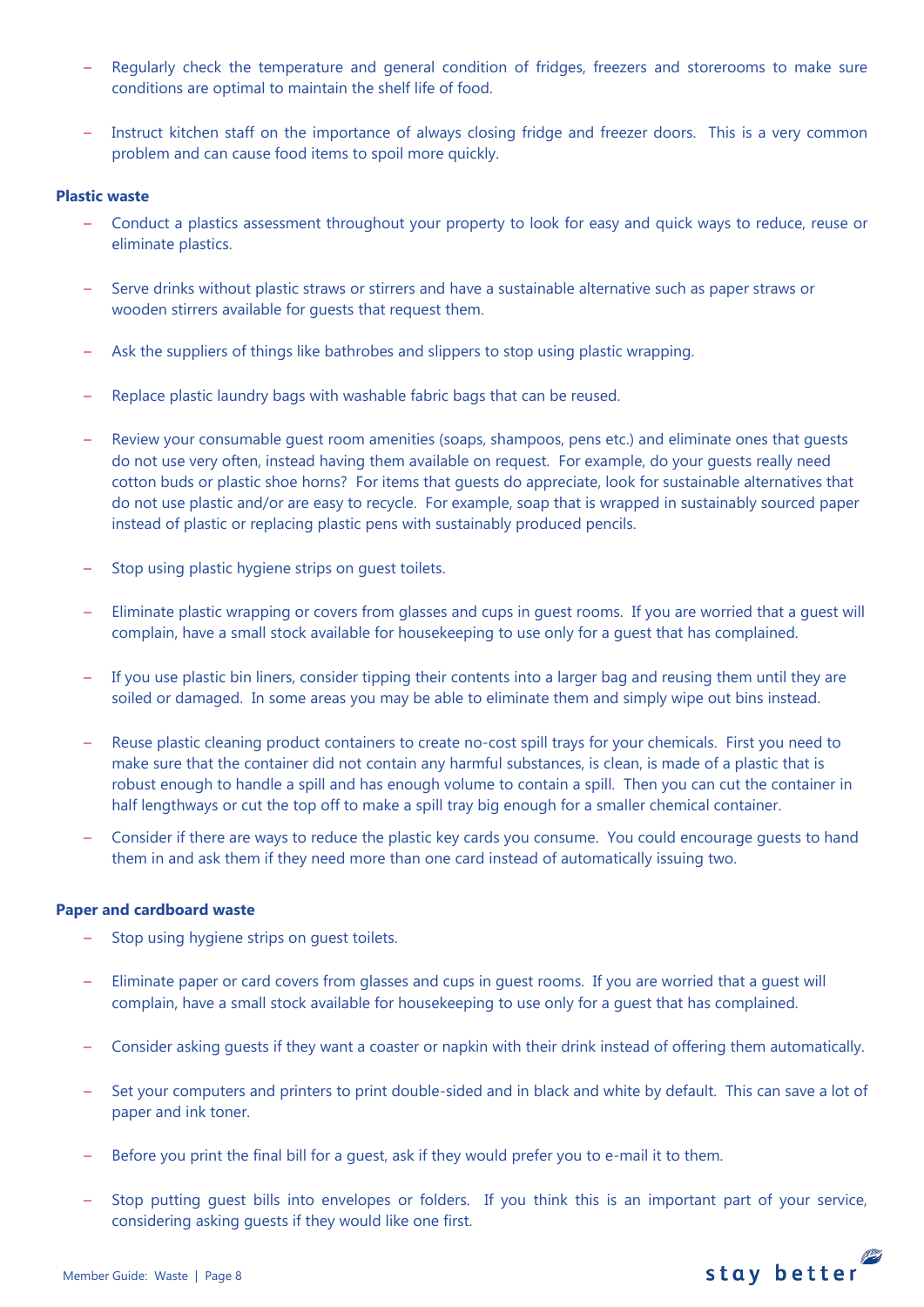- Regularly check the temperature and general condition of fridges, freezers and storerooms to make sure conditions are optimal to maintain the shelf life of food.

- Instruct kitchen staff on the importance of always closing fridge and freezer doors. This is a very common problem and can cause food items to spoil more quickly.

**Plastic waste**

- Conduct a plastics assessment throughout your property to look for easy and quick ways to reduce, reuse or eliminate plastics.

- Serve drinks without plastic straws or stirrers and have a sustainable alternative such as paper straws or wooden stirrers available for guests that request them.

- Ask the suppliers of things like bathrobes and slippers to stop using plastic wrapping.

- Replace plastic laundry bags with washable fabric bags that can be reused.

- Review your consumable guest room amenities (soaps, shampoos, pens etc.) and eliminate ones that guests do not use very often, instead having them available on request. For example, do your guests really need cotton buds or plastic shoe horns? For items that guests do appreciate, look for sustainable alternatives that do not use plastic and/or are easy to recycle. For example, soap that is wrapped in sustainably sourced paper instead of plastic or replacing plastic pens with sustainably produced pencils.

- Stop using plastic hygiene strips on guest toilets.

- Eliminate plastic wrapping or covers from glasses and cups in guest rooms. If you are worried that a guest will complain, have a small stock available for housekeeping to use only for a guest that has complained.

- If you use plastic bin liners, consider tipping their contents into a larger bag and reusing them until they are soiled or damaged. In some areas you may be able to eliminate them and simply wipe out bins instead.

- Reuse plastic cleaning product containers to create no-cost spill trays for your chemicals. First you need to make sure that the container did not contain any harmful substances, is clean, is made of a plastic that is robust enough to handle a spill and has enough volume to contain a spill. Then you can cut the container in half lengthways or cut the top off to make a spill tray big enough for a smaller chemical container.

- Consider if there are ways to reduce the plastic key cards you consume. You could encourage guests to hand them in and ask them if they need more than one card instead of automatically issuing two.

**Paper and cardboard waste**

- Stop using hygiene strips on guest toilets.

- Eliminate paper or card covers from glasses and cups in guest rooms. If you are worried that a guest will complain, have a small stock available for housekeeping to use only for a guest that has complained.

- Consider asking guests if they want a coaster or napkin with their drink instead of offering them automatically.

- Set your computers and printers to print double-sided and in black and white by default. This can save a lot of paper and ink toner.

- Before you print the final bill for a guest, ask if they would prefer you to e-mail it to them.

- Stop putting guest bills into envelopes or folders. If you think this is an important part of your service, considering asking guests if they would like one first.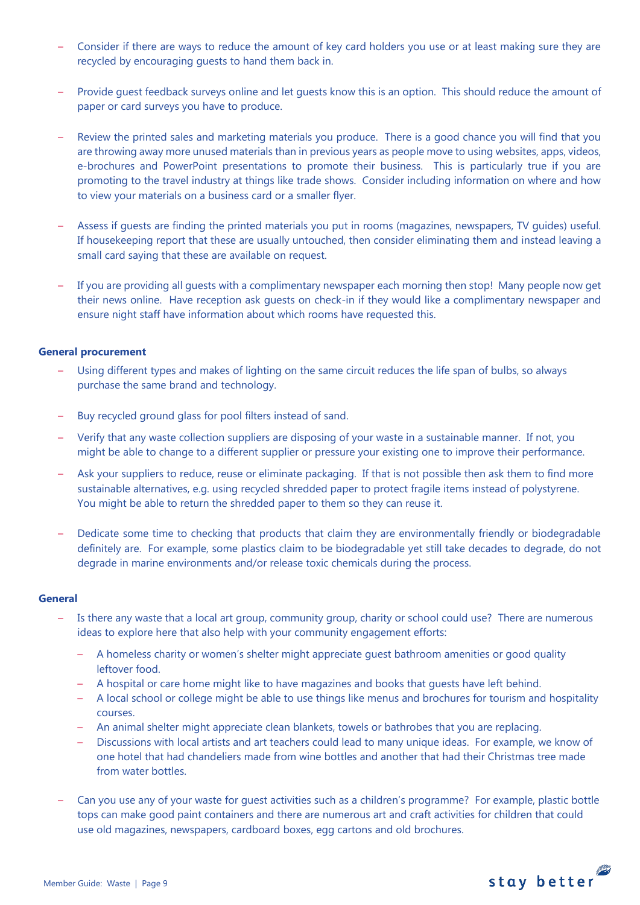- Consider if there are ways to reduce the amount of key card holders you use or at least making sure they are recycled by encouraging guests to hand them back in.

- Provide guest feedback surveys online and let guests know this is an option. This should reduce the amount of paper or card surveys you have to produce.

- Review the printed sales and marketing materials you produce. There is a good chance you will find that you are throwing away more unused materials than in previous years as people move to using websites, apps, videos, e-brochures and PowerPoint presentations to promote their business. This is particularly true if you are promoting to the travel industry at things like trade shows. Consider including information on where and how to view your materials on a business card or a smaller flyer.

- Assess if guests are finding the printed materials you put in rooms (magazines, newspapers, TV guides) useful. If housekeeping report that these are usually untouched, then consider eliminating them and instead leaving a small card saying that these are available on request.

- If you are providing all guests with a complimentary newspaper each morning then stop! Many people now get their news online. Have reception ask guests on check-in if they would like a complimentary newspaper and ensure night staff have information about which rooms have requested this.

**General procurement**

- Using different types and makes of lighting on the same circuit reduces the life span of bulbs, so always purchase the same brand and technology.

- Buy recycled ground glass for pool filters instead of sand.

- Verify that any waste collection suppliers are disposing of your waste in a sustainable manner. If not, you might be able to change to a different supplier or pressure your existing one to improve their performance.

- Ask your suppliers to reduce, reuse or eliminate packaging. If that is not possible then ask them to find more sustainable alternatives, e.g. using recycled shredded paper to protect fragile items instead of polystyrene. You might be able to return the shredded paper to them so they can reuse it.

- Dedicate some time to checking that products that claim they are environmentally friendly or biodegradable definitely are. For example, some plastics claim to be biodegradable yet still take decades to degrade, do not degrade in marine environments and/or release toxic chemicals during the process.

**General**

- Is there any waste that a local art group, community group, charity or school could use? There are numerous ideas to explore here that also help with your community engagement efforts:
  - A homeless charity or women's shelter might appreciate guest bathroom amenities or good quality leftover food.
  - A hospital or care home might like to have magazines and books that guests have left behind.
  - A local school or college might be able to use things like menus and brochures for tourism and hospitality courses.
  - An animal shelter might appreciate clean blankets, towels or bathrobes that you are replacing.
  - Discussions with local artists and art teachers could lead to many unique ideas. For example, we know of one hotel that had chandeliers made from wine bottles and another that had their Christmas tree made from water bottles.

- Can you use any of your waste for guest activities such as a children's programme? For example, plastic bottle tops can make good paint containers and there are numerous art and craft activities for children that could use old magazines, newspapers, cardboard boxes, egg cartons and old brochures.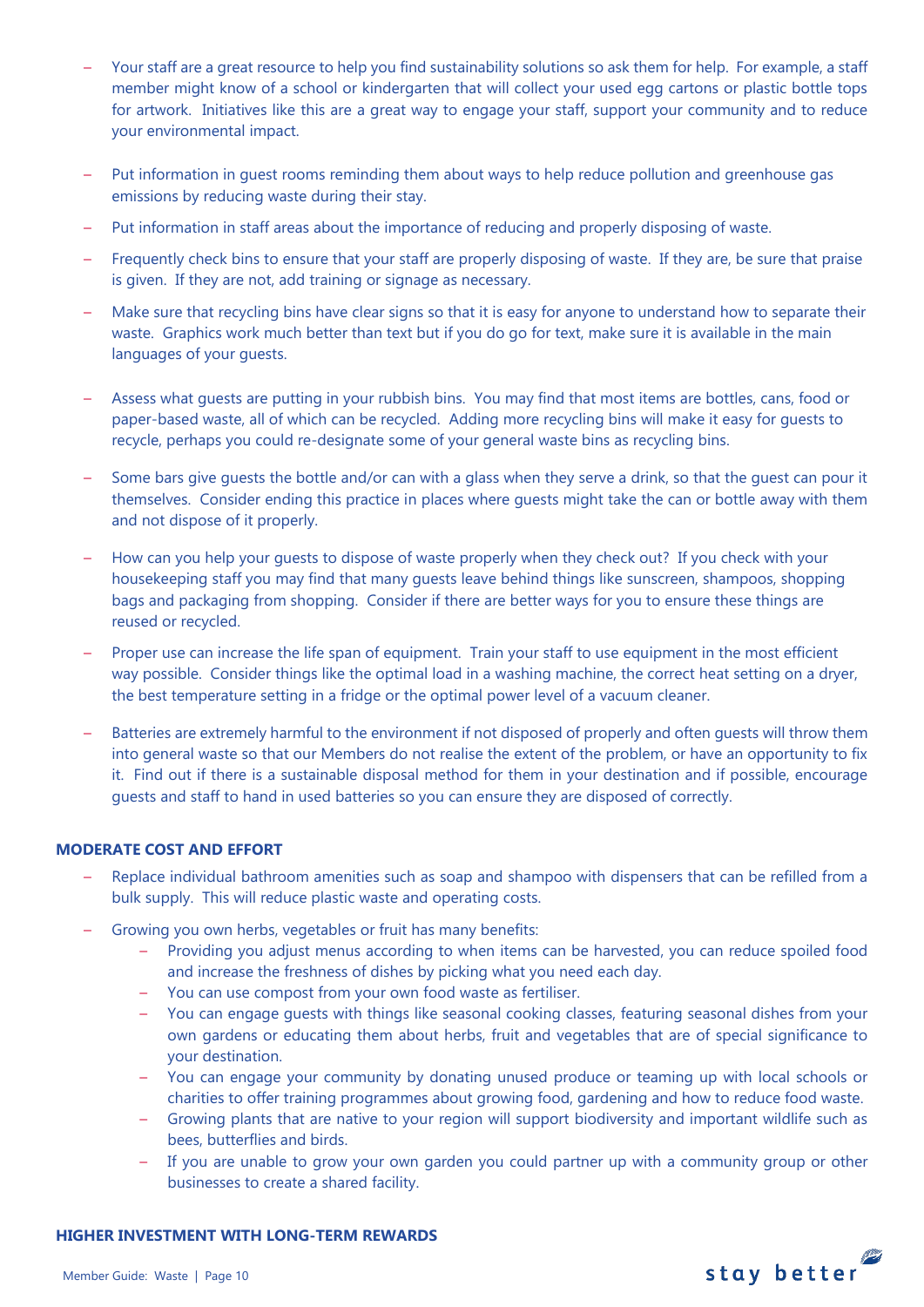- Your staff are a great resource to help you find sustainability solutions so ask them for help. For example, a staff member might know of a school or kindergarten that will collect your used egg cartons or plastic bottle tops for artwork. Initiatives like this are a great way to engage your staff, support your community and to reduce your environmental impact.
- Put information in guest rooms reminding them about ways to help reduce pollution and greenhouse gas emissions by reducing waste during their stay.
- Put information in staff areas about the importance of reducing and properly disposing of waste.
- Frequently check bins to ensure that your staff are properly disposing of waste. If they are, be sure that praise is given. If they are not, add training or signage as necessary.
- Make sure that recycling bins have clear signs so that it is easy for anyone to understand how to separate their waste. Graphics work much better than text but if you do go for text, make sure it is available in the main languages of your guests.
- Assess what guests are putting in your rubbish bins. You may find that most items are bottles, cans, food or paper-based waste, all of which can be recycled. Adding more recycling bins will make it easy for guests to recycle, perhaps you could re-designate some of your general waste bins as recycling bins.
- Some bars give guests the bottle and/or can with a glass when they serve a drink, so that the guest can pour it themselves. Consider ending this practice in places where guests might take the can or bottle away with them and not dispose of it properly.
- How can you help your guests to dispose of waste properly when they check out? If you check with your housekeeping staff you may find that many guests leave behind things like sunscreen, shampoos, shopping bags and packaging from shopping. Consider if there are better ways for you to ensure these things are reused or recycled.
- Proper use can increase the life span of equipment. Train your staff to use equipment in the most efficient way possible. Consider things like the optimal load in a washing machine, the correct heat setting on a dryer, the best temperature setting in a fridge or the optimal power level of a vacuum cleaner.
- Batteries are extremely harmful to the environment if not disposed of properly and often guests will throw them into general waste so that our Members do not realise the extent of the problem, or have an opportunity to fix it. Find out if there is a sustainable disposal method for them in your destination and if possible, encourage guests and staff to hand in used batteries so you can ensure they are disposed of correctly.

**MODERATE COST AND EFFORT**

- Replace individual bathroom amenities such as soap and shampoo with dispensers that can be refilled from a bulk supply. This will reduce plastic waste and operating costs.
- Growing you own herbs, vegetables or fruit has many benefits:
  - Providing you adjust menus according to when items can be harvested, you can reduce spoiled food and increase the freshness of dishes by picking what you need each day.
  - You can use compost from your own food waste as fertiliser.
  - You can engage guests with things like seasonal cooking classes, featuring seasonal dishes from your own gardens or educating them about herbs, fruit and vegetables that are of special significance to your destination.
  - You can engage your community by donating unused produce or teaming up with local schools or charities to offer training programmes about growing food, gardening and how to reduce food waste.
  - Growing plants that are native to your region will support biodiversity and important wildlife such as bees, butterflies and birds.
  - If you are unable to grow your own garden you could partner up with a community group or other businesses to create a shared facility.

**HIGHER INVESTMENT WITH LONG-TERM REWARDS**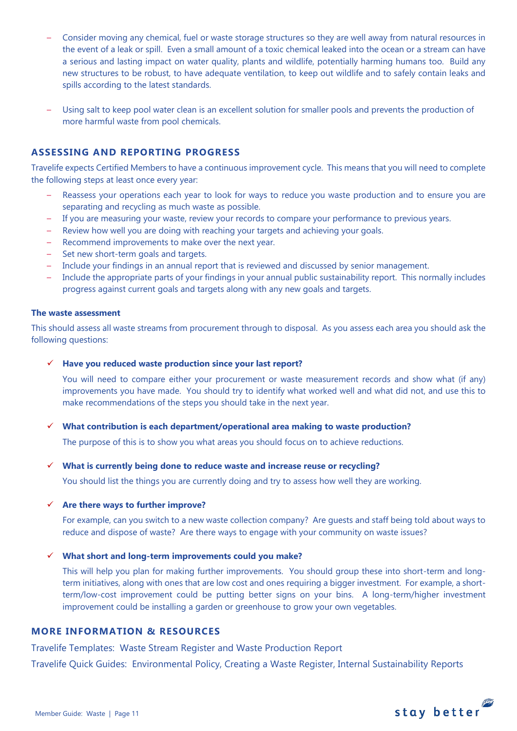- Consider moving any chemical, fuel or waste storage structures so they are well away from natural resources in the event of a leak or spill. Even a small amount of a toxic chemical leaked into the ocean or a stream can have a serious and lasting impact on water quality, plants and wildlife, potentially harming humans too. Build any new structures to be robust, to have adequate ventilation, to keep out wildlife and to safely contain leaks and spills according to the latest standards.

- Using salt to keep pool water clean is an excellent solution for smaller pools and prevents the production of more harmful waste from pool chemicals.

## ASSESSING AND REPORTING PROGRESS

Travelife expects Certified Members to have a continuous improvement cycle. This means that you will need to complete the following steps at least once every year:

- Reassess your operations each year to look for ways to reduce you waste production and to ensure you are separating and recycling as much waste as possible.
- If you are measuring your waste, review your records to compare your performance to previous years.
- Review how well you are doing with reaching your targets and achieving your goals.
- Recommend improvements to make over the next year.
- Set new short-term goals and targets.
- Include your findings in an annual report that is reviewed and discussed by senior management.
- Include the appropriate parts of your findings in your annual public sustainability report. This normally includes progress against current goals and targets along with any new goals and targets.

### The waste assessment

This should assess all waste streams from procurement through to disposal. As you assess each area you should ask the following questions:

- ✓ **Have you reduced waste production since your last report?**

  You will need to compare either your procurement or waste measurement records and show what (if any) improvements you have made. You should try to identify what worked well and what did not, and use this to make recommendations of the steps you should take in the next year.

- ✓ **What contribution is each department/operational area making to waste production?**

  The purpose of this is to show you what areas you should focus on to achieve reductions.

- ✓ **What is currently being done to reduce waste and increase reuse or recycling?**

  You should list the things you are currently doing and try to assess how well they are working.

- ✓ **Are there ways to further improve?**

  For example, can you switch to a new waste collection company? Are guests and staff being told about ways to reduce and dispose of waste? Are there ways to engage with your community on waste issues?

- ✓ **What short and long-term improvements could you make?**

  This will help you plan for making further improvements. You should group these into short-term and long-term initiatives, along with ones that are low cost and ones requiring a bigger investment. For example, a short-term/low-cost improvement could be putting better signs on your bins. A long-term/higher investment improvement could be installing a garden or greenhouse to grow your own vegetables.

## MORE INFORMATION & RESOURCES

Travelife Templates: Waste Stream Register and Waste Production Report

Travelife Quick Guides: Environmental Policy, Creating a Waste Register, Internal Sustainability Reports